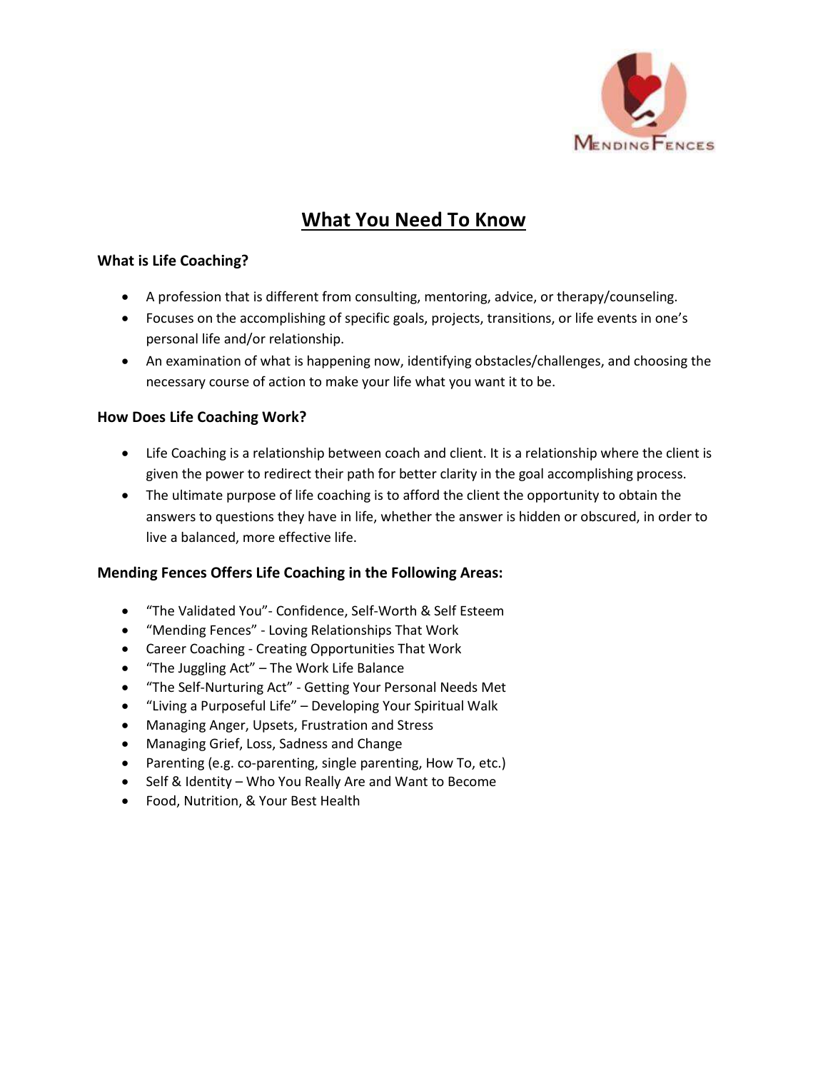# What You Need To Know

### What is Life Coaching?

- A profession that is different from consulting, mentoring, advice, or therapy/counseling.
- Focuses on the accomplishing of specific goals, projects, transitions, or life events in one's personal life and/or relationship.
- An examination of what is happening now, identifying obstacles/challenges, and choosing the necessary course of action to make your life what you want it to be.

### How Does Life Coaching Work?

- Life Coaching is a relationship between coach and client. It is a relationship where the client is given the power to redirect their path for better clarity in the goal accomplishing process.
- The ultimate purpose of life coaching is to afford the client the opportunity to obtain the answers to questions they have in life, whether the answer is hidden or obscured, in order to live a balanced, more effective life.

### Mending Fences Offers Life Coaching in the Following Areas:

- "The Validated You"- Confidence, Self-Worth & Self Esteem
- "Mending Fences" - Loving Relationships That Work
- Career Coaching - Creating Opportunities That Work
- "The Juggling Act" – The Work Life Balance
- "The Self-Nurturing Act" - Getting Your Personal Needs Met
- "Living a Purposeful Life" – Developing Your Spiritual Walk
- Managing Anger, Upsets, Frustration and Stress
- Managing Grief, Loss, Sadness and Change
- Parenting (e.g. co-parenting, single parenting, How To, etc.)
- Self & Identity – Who You Really Are and Want to Become
- Food, Nutrition, & Your Best Health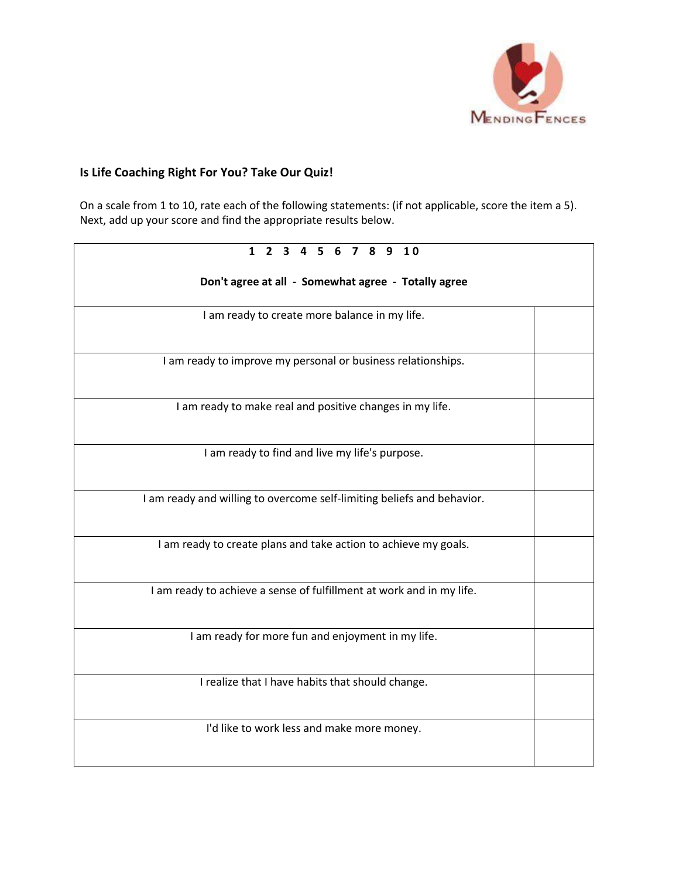**Is Life Coaching Right For You? Take Our Quiz!**

On a scale from 1 to 10, rate each of the following statements: (if not applicable, score the item a 5). Next, add up your score and find the appropriate results below.

| **1 2 3 4 5 6 7 8 9 10**<br><br>**Don't agree at all - Somewhat agree - Totally agree** | |
|---|---|
| I am ready to create more balance in my life. | |
| I am ready to improve my personal or business relationships. | |
| I am ready to make real and positive changes in my life. | |
| I am ready to find and live my life's purpose. | |
| I am ready and willing to overcome self-limiting beliefs and behavior. | |
| I am ready to create plans and take action to achieve my goals. | |
| I am ready to achieve a sense of fulfillment at work and in my life. | |
| I am ready for more fun and enjoyment in my life. | |
| I realize that I have habits that should change. | |
| I'd like to work less and make more money. | |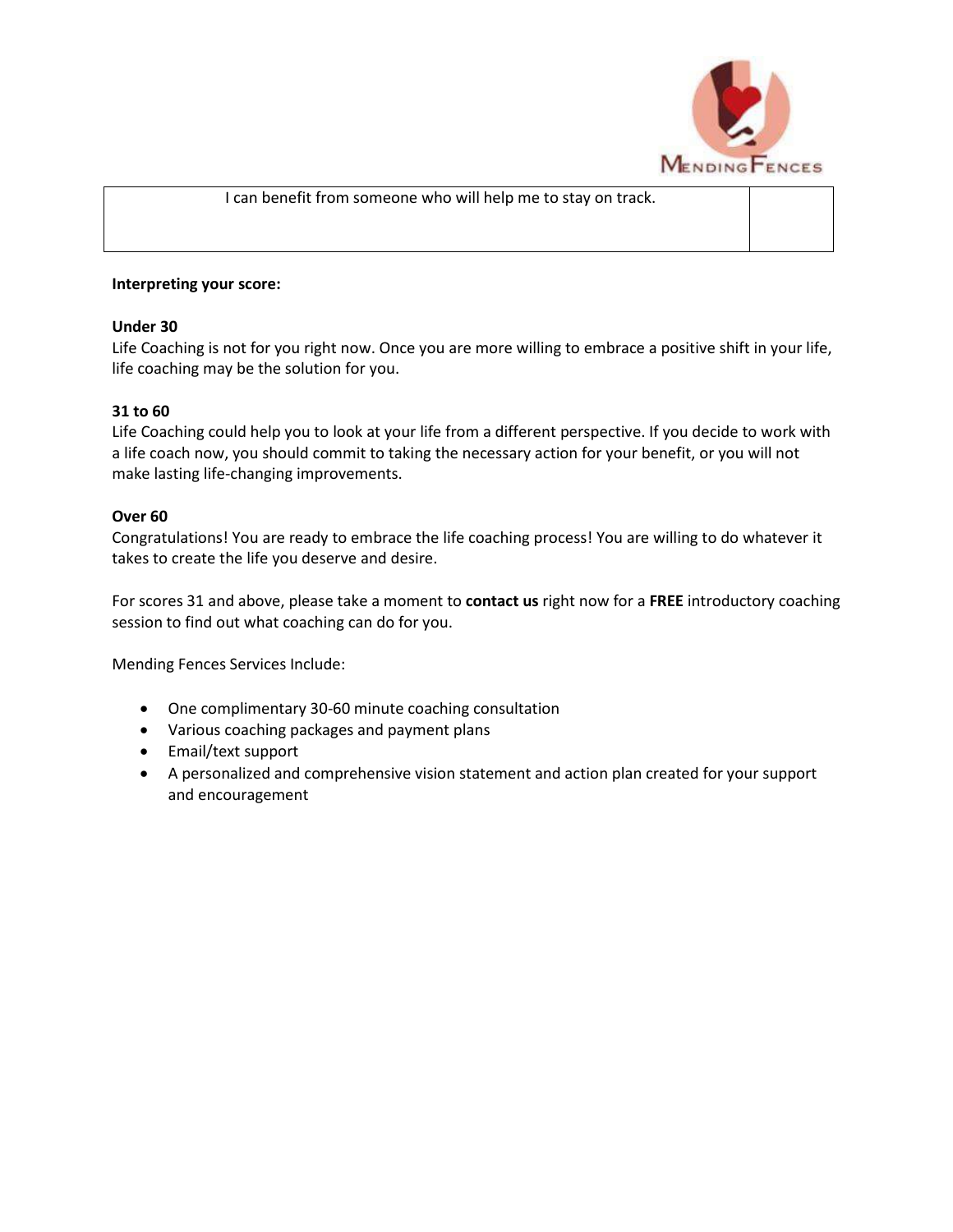| | |
|---|---|
| I can benefit from someone who will help me to stay on track. | |

**Interpreting your score:**

**Under 30**
Life Coaching is not for you right now. Once you are more willing to embrace a positive shift in your life, life coaching may be the solution for you.

**31 to 60**
Life Coaching could help you to look at your life from a different perspective. If you decide to work with a life coach now, you should commit to taking the necessary action for your benefit, or you will not make lasting life-changing improvements.

**Over 60**
Congratulations! You are ready to embrace the life coaching process! You are willing to do whatever it takes to create the life you deserve and desire.

For scores 31 and above, please take a moment to **contact us** right now for a **FREE** introductory coaching session to find out what coaching can do for you.

Mending Fences Services Include:

- One complimentary 30-60 minute coaching consultation
- Various coaching packages and payment plans
- Email/text support
- A personalized and comprehensive vision statement and action plan created for your support and encouragement